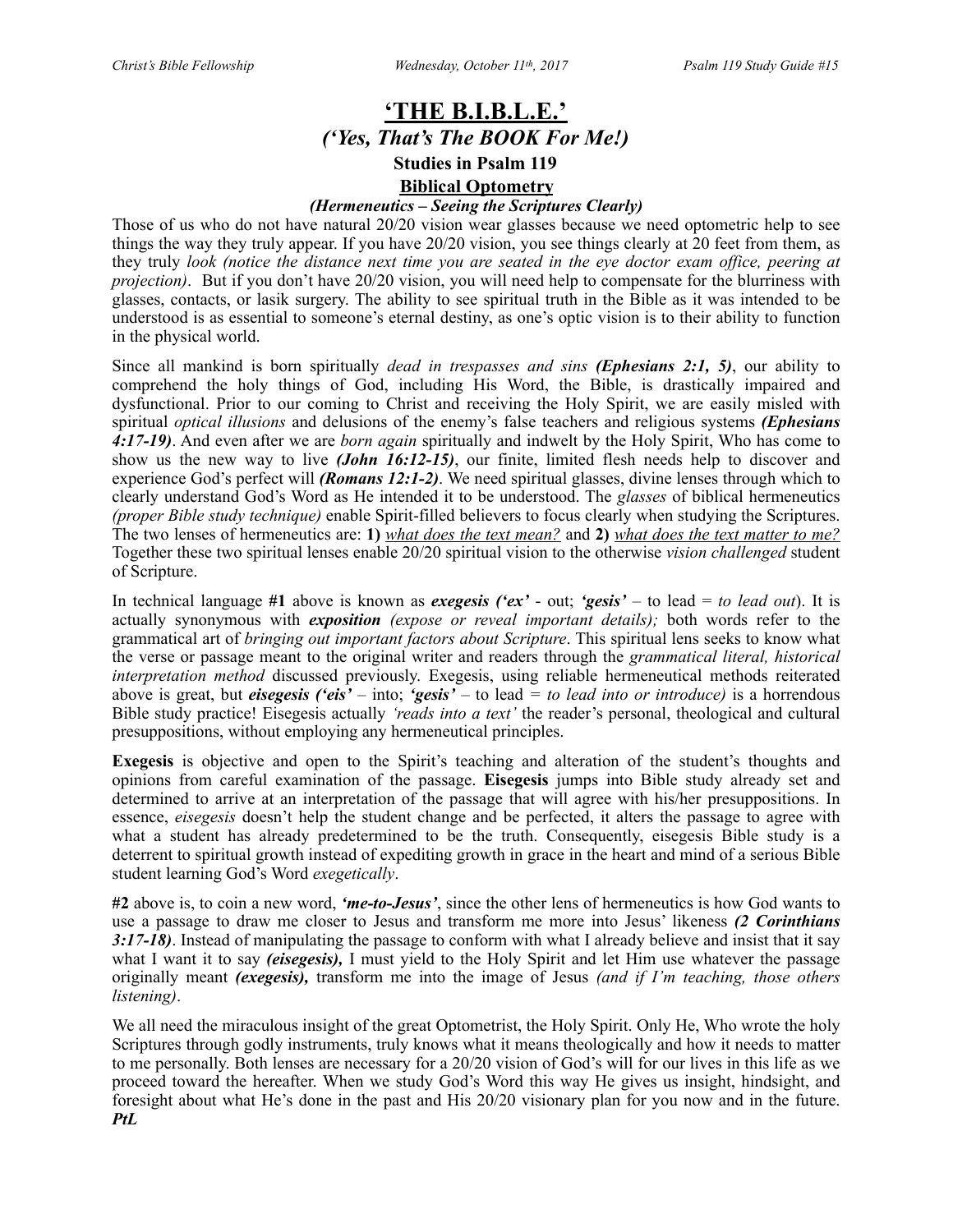# 'THE B.I.B.L.E.'

## *('Yes, That's The BOOK For Me!)*

### Studies in Psalm 119

### Biblical Optometry

#### *(Hermeneutics – Seeing the Scriptures Clearly)*

Those of us who do not have natural 20/20 vision wear glasses because we need optometric help to see things the way they truly appear. If you have 20/20 vision, you see things clearly at 20 feet from them, as they truly *look (notice the distance next time you are seated in the eye doctor exam office, peering at projection)*. But if you don't have 20/20 vision, you will need help to compensate for the blurriness with glasses, contacts, or lasik surgery. The ability to see spiritual truth in the Bible as it was intended to be understood is as essential to someone's eternal destiny, as one's optic vision is to their ability to function in the physical world.

Since all mankind is born spiritually *dead in trespasses and sins* ***(Ephesians 2:1, 5)***, our ability to comprehend the holy things of God, including His Word, the Bible, is drastically impaired and dysfunctional. Prior to our coming to Christ and receiving the Holy Spirit, we are easily misled with spiritual *optical illusions* and delusions of the enemy's false teachers and religious systems ***(Ephesians 4:17-19)***. And even after we are *born again* spiritually and indwelt by the Holy Spirit, Who has come to show us the new way to live ***(John 16:12-15)***, our finite, limited flesh needs help to discover and experience God's perfect will ***(Romans 12:1-2)***. We need spiritual glasses, divine lenses through which to clearly understand God's Word as He intended it to be understood. The *glasses* of biblical hermeneutics *(proper Bible study technique)* enable Spirit-filled believers to focus clearly when studying the Scriptures. The two lenses of hermeneutics are: **1)** *what does the text mean?* and **2)** *what does the text matter to me?* Together these two spiritual lenses enable 20/20 spiritual vision to the otherwise *vision challenged* student of Scripture.

In technical language **#1** above is known as ***exegesis*** ***('ex'*** - out; ***'gesis'*** – to lead = *to lead out*). It is actually synonymous with ***exposition*** *(expose or reveal important details);* both words refer to the grammatical art of *bringing out important factors about Scripture*. This spiritual lens seeks to know what the verse or passage meant to the original writer and readers through the *grammatical literal, historical interpretation method* discussed previously. Exegesis, using reliable hermeneutical methods reiterated above is great, but ***eisegesis*** ***('eis'*** – into; ***'gesis'*** – to lead = *to lead into or introduce)* is a horrendous Bible study practice! Eisegesis actually *'reads into a text'* the reader's personal, theological and cultural presuppositions, without employing any hermeneutical principles.

**Exegesis** is objective and open to the Spirit's teaching and alteration of the student's thoughts and opinions from careful examination of the passage. **Eisegesis** jumps into Bible study already set and determined to arrive at an interpretation of the passage that will agree with his/her presuppositions. In essence, *eisegesis* doesn't help the student change and be perfected, it alters the passage to agree with what a student has already predetermined to be the truth. Consequently, eisegesis Bible study is a deterrent to spiritual growth instead of expediting growth in grace in the heart and mind of a serious Bible student learning God's Word *exegetically*.

**#2** above is, to coin a new word, ***'me-to-Jesus'***, since the other lens of hermeneutics is how God wants to use a passage to draw me closer to Jesus and transform me more into Jesus' likeness ***(2 Corinthians 3:17-18)***. Instead of manipulating the passage to conform with what I already believe and insist that it say what I want it to say ***(eisegesis),*** I must yield to the Holy Spirit and let Him use whatever the passage originally meant ***(exegesis),*** transform me into the image of Jesus *(and if I'm teaching, those others listening)*.

We all need the miraculous insight of the great Optometrist, the Holy Spirit. Only He, Who wrote the holy Scriptures through godly instruments, truly knows what it means theologically and how it needs to matter to me personally. Both lenses are necessary for a 20/20 vision of God's will for our lives in this life as we proceed toward the hereafter. When we study God's Word this way He gives us insight, hindsight, and foresight about what He's done in the past and His 20/20 visionary plan for you now and in the future. ***PtL***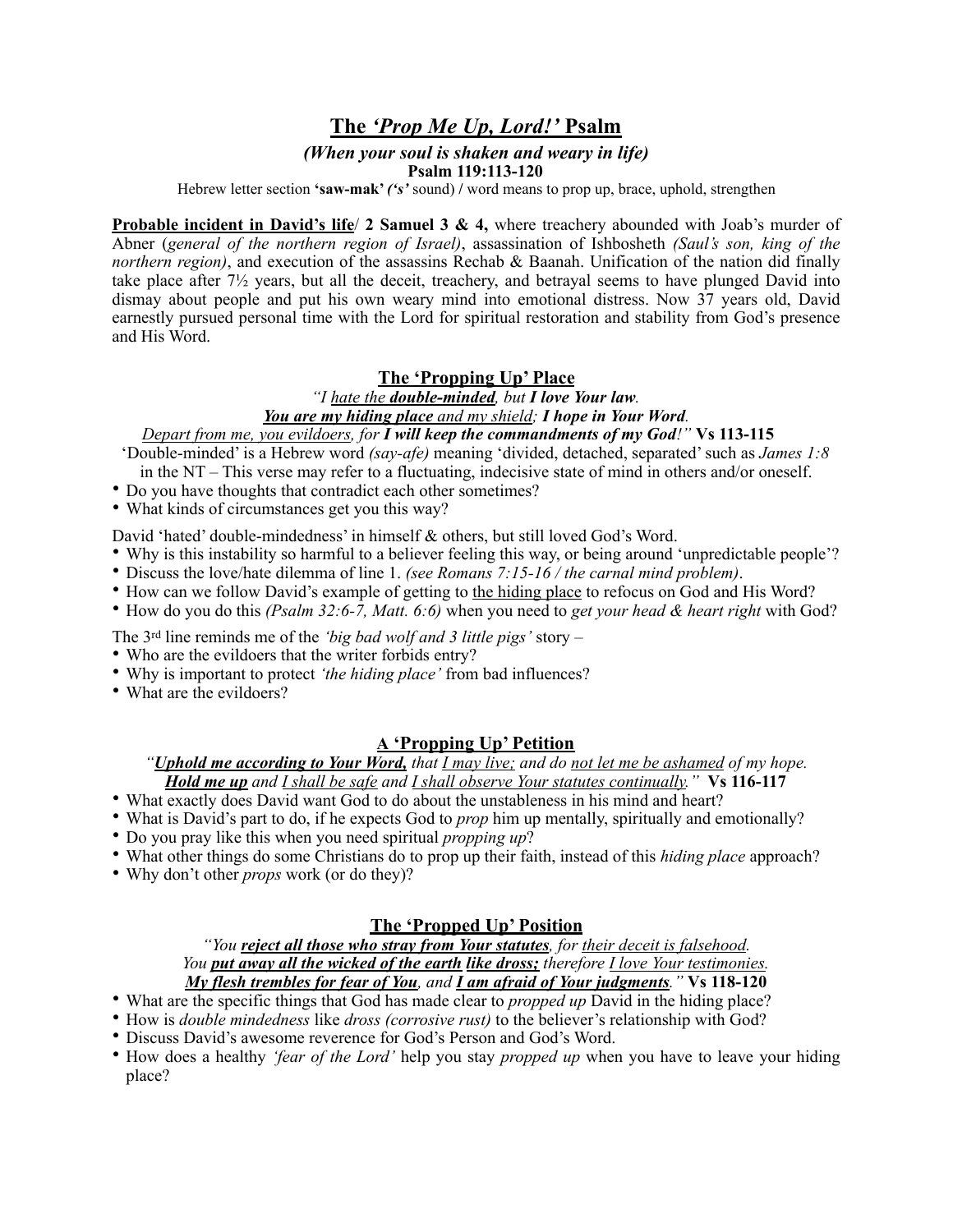# **The *'Prop Me Up, Lord!'* Psalm**

***(When your soul is shaken and weary in life)***

**Psalm 119:113-120**

Hebrew letter section **'saw-mak'** ***('s'*** sound) / word means to prop up, brace, uphold, strengthen

**Probable incident in David's life**/ **2 Samuel 3 & 4,** where treachery abounded with Joab's murder of Abner (*general of the northern region of Israel)*, assassination of Ishbosheth *(Saul's son, king of the northern region)*, and execution of the assassins Rechab & Baanah. Unification of the nation did finally take place after 7½ years, but all the deceit, treachery, and betrayal seems to have plunged David into dismay about people and put his own weary mind into emotional distress. Now 37 years old, David earnestly pursued personal time with the Lord for spiritual restoration and stability from God's presence and His Word.

## **The 'Propping Up' Place**

*"I hate the* ***double-minded****, but* ***I love Your law****.*
***You are my hiding place*** *and my shield;* ***I hope in Your Word****.*
*Depart from me, you evildoers, for* ***I will keep the commandments of my God****!"* **Vs 113-115**

'Double-minded' is a Hebrew word *(say-afe)* meaning 'divided, detached, separated' such as *James 1:8* in the NT – This verse may refer to a fluctuating, indecisive state of mind in others and/or oneself.

- Do you have thoughts that contradict each other sometimes?
- What kinds of circumstances get you this way?

David 'hated' double-mindedness' in himself & others, but still loved God's Word.

- Why is this instability so harmful to a believer feeling this way, or being around 'unpredictable people'?
- Discuss the love/hate dilemma of line 1. *(see Romans 7:15-16 / the carnal mind problem)*.
- How can we follow David's example of getting to the hiding place to refocus on God and His Word?
- How do you do this *(Psalm 32:6-7, Matt. 6:6)* when you need to *get your head & heart right* with God?

The 3rd line reminds me of the *'big bad wolf and 3 little pigs'* story –

- Who are the evildoers that the writer forbids entry?
- Why is important to protect *'the hiding place'* from bad influences?
- What are the evildoers?

## **A 'Propping Up' Petition**

*"****Uphold me according to Your Word,*** *that I may live; and do not let me be ashamed of my hope.*
***Hold me up*** *and I shall be safe and I shall observe Your statutes continually."* **Vs 116-117**

- What exactly does David want God to do about the unstableness in his mind and heart?
- What is David's part to do, if he expects God to *prop* him up mentally, spiritually and emotionally?
- Do you pray like this when you need spiritual *propping up*?
- What other things do some Christians do to prop up their faith, instead of this *hiding place* approach?
- Why don't other *props* work (or do they)?

## **The 'Propped Up' Position**

*"You* ***reject all those who stray from Your statutes****, for their deceit is falsehood.*
*You* ***put away all the wicked of the earth like dross;*** *therefore I love Your testimonies.*
***My flesh trembles for fear of You****, and* ***I am afraid of Your judgments****."* **Vs 118-120**

- What are the specific things that God has made clear to *propped up* David in the hiding place?
- How is *double mindedness* like *dross (corrosive rust)* to the believer's relationship with God?
- Discuss David's awesome reverence for God's Person and God's Word.
- How does a healthy *'fear of the Lord'* help you stay *propped up* when you have to leave your hiding place?